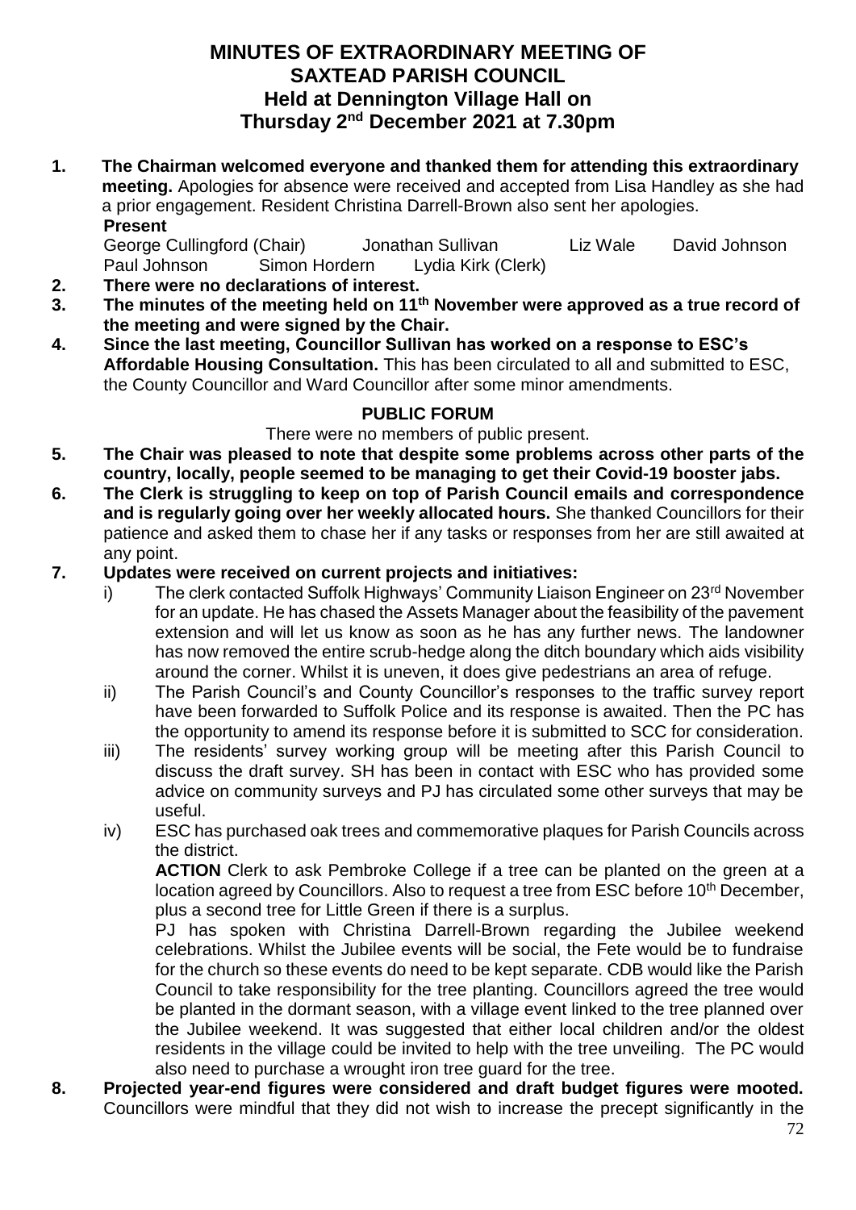# MINUTES OF EXTRAORDINARY MEETING OF SAXTEAD PARISH COUNCIL
## Held at Dennington Village Hall on Thursday 2nd December 2021 at 7.30pm

1. **The Chairman welcomed everyone and thanked them for attending this extraordinary meeting.** Apologies for absence were received and accepted from Lisa Handley as she had a prior engagement. Resident Christina Darrell-Brown also sent her apologies.

   **Present**
   George Cullingford (Chair) Jonathan Sullivan Liz Wale David Johnson
   Paul Johnson Simon Hordern Lydia Kirk (Clerk)

2. **There were no declarations of interest.**
3. **The minutes of the meeting held on 11th November were approved as a true record of the meeting and were signed by the Chair.**
4. **Since the last meeting, Councillor Sullivan has worked on a response to ESC's Affordable Housing Consultation.** This has been circulated to all and submitted to ESC, the County Councillor and Ward Councillor after some minor amendments.

**PUBLIC FORUM**

There were no members of public present.

5. **The Chair was pleased to note that despite some problems across other parts of the country, locally, people seemed to be managing to get their Covid-19 booster jabs.**
6. **The Clerk is struggling to keep on top of Parish Council emails and correspondence and is regularly going over her weekly allocated hours.** She thanked Councillors for their patience and asked them to chase her if any tasks or responses from her are still awaited at any point.
7. **Updates were received on current projects and initiatives:**
   i) The clerk contacted Suffolk Highways' Community Liaison Engineer on 23rd November for an update. He has chased the Assets Manager about the feasibility of the pavement extension and will let us know as soon as he has any further news. The landowner has now removed the entire scrub-hedge along the ditch boundary which aids visibility around the corner. Whilst it is uneven, it does give pedestrians an area of refuge.
   ii) The Parish Council's and County Councillor's responses to the traffic survey report have been forwarded to Suffolk Police and its response is awaited. Then the PC has the opportunity to amend its response before it is submitted to SCC for consideration.
   iii) The residents' survey working group will be meeting after this Parish Council to discuss the draft survey. SH has been in contact with ESC who has provided some advice on community surveys and PJ has circulated some other surveys that may be useful.
   iv) ESC has purchased oak trees and commemorative plaques for Parish Councils across the district.

      **ACTION** Clerk to ask Pembroke College if a tree can be planted on the green at a location agreed by Councillors. Also to request a tree from ESC before 10th December, plus a second tree for Little Green if there is a surplus.

      PJ has spoken with Christina Darrell-Brown regarding the Jubilee weekend celebrations. Whilst the Jubilee events will be social, the Fete would be to fundraise for the church so these events do need to be kept separate. CDB would like the Parish Council to take responsibility for the tree planting. Councillors agreed the tree would be planted in the dormant season, with a village event linked to the tree planned over the Jubilee weekend. It was suggested that either local children and/or the oldest residents in the village could be invited to help with the tree unveiling. The PC would also need to purchase a wrought iron tree guard for the tree.
8. **Projected year-end figures were considered and draft budget figures were mooted.** Councillors were mindful that they did not wish to increase the precept significantly in the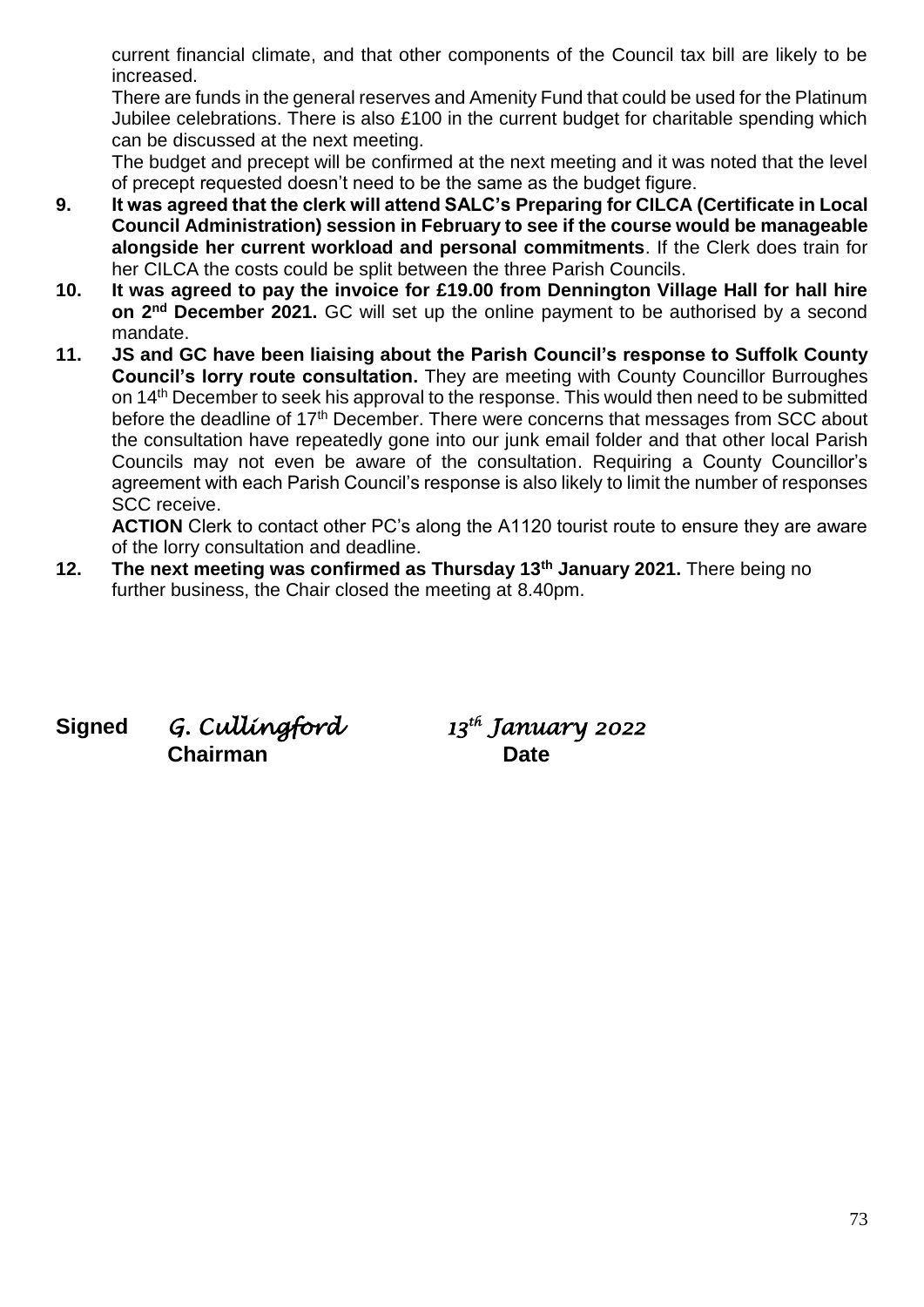current financial climate, and that other components of the Council tax bill are likely to be increased.

There are funds in the general reserves and Amenity Fund that could be used for the Platinum Jubilee celebrations. There is also £100 in the current budget for charitable spending which can be discussed at the next meeting.

The budget and precept will be confirmed at the next meeting and it was noted that the level of precept requested doesn't need to be the same as the budget figure.

**9. It was agreed that the clerk will attend SALC's Preparing for CILCA (Certificate in Local Council Administration) session in February to see if the course would be manageable alongside her current workload and personal commitments**. If the Clerk does train for her CILCA the costs could be split between the three Parish Councils.

**10. It was agreed to pay the invoice for £19.00 from Dennington Village Hall for hall hire on 2nd December 2021.** GC will set up the online payment to be authorised by a second mandate.

**11. JS and GC have been liaising about the Parish Council's response to Suffolk County Council's lorry route consultation.** They are meeting with County Councillor Burroughes on 14th December to seek his approval to the response. This would then need to be submitted before the deadline of 17th December. There were concerns that messages from SCC about the consultation have repeatedly gone into our junk email folder and that other local Parish Councils may not even be aware of the consultation. Requiring a County Councillor's agreement with each Parish Council's response is also likely to limit the number of responses SCC receive.

**ACTION** Clerk to contact other PC's along the A1120 tourist route to ensure they are aware of the lorry consultation and deadline.

**12. The next meeting was confirmed as Thursday 13th January 2021.** There being no further business, the Chair closed the meeting at 8.40pm.

**Signed** *G. Cullingford* *13th January 2022*

**Chairman** **Date**